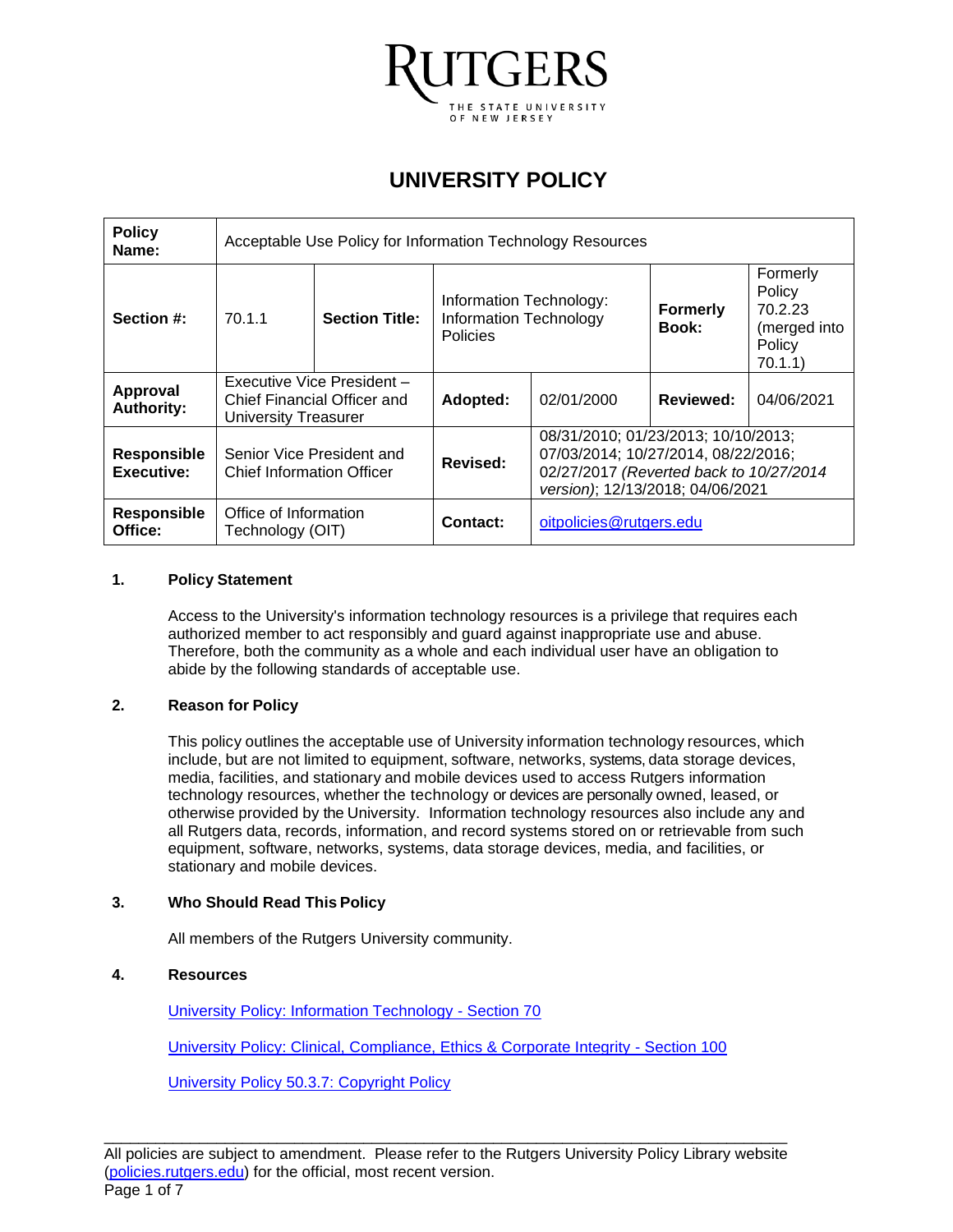RUTGERS
THE STATE UNIVERSITY OF NEW JERSEY

# UNIVERSITY POLICY

| **Policy Name:** | Acceptable Use Policy for Information Technology Resources | | | | | |
|---|---|---|---|---|---|---|
| **Section #:** | 70.1.1 | **Section Title:** | Information Technology: Information Technology Policies | | **Formerly Book:** | Formerly Policy 70.2.23 (merged into Policy 70.1.1) |
| **Approval Authority:** | Executive Vice President – Chief Financial Officer and University Treasurer | | **Adopted:** | 02/01/2000 | **Reviewed:** | 04/06/2021 |
| **Responsible Executive:** | Senior Vice President and Chief Information Officer | | **Revised:** | 08/31/2010; 01/23/2013; 10/10/2013; 07/03/2014; 10/27/2014, 08/22/2016; 02/27/2017 *(Reverted back to 10/27/2014 version)*; 12/13/2018; 04/06/2021 | | |
| **Responsible Office:** | Office of Information Technology (OIT) | | **Contact:** | oitpolicies@rutgers.edu | | |

## 1. Policy Statement

Access to the University's information technology resources is a privilege that requires each authorized member to act responsibly and guard against inappropriate use and abuse. Therefore, both the community as a whole and each individual user have an obligation to abide by the following standards of acceptable use.

## 2. Reason for Policy

This policy outlines the acceptable use of University information technology resources, which include, but are not limited to equipment, software, networks, systems, data storage devices, media, facilities, and stationary and mobile devices used to access Rutgers information technology resources, whether the technology or devices are personally owned, leased, or otherwise provided by the University. Information technology resources also include any and all Rutgers data, records, information, and record systems stored on or retrievable from such equipment, software, networks, systems, data storage devices, media, and facilities, or stationary and mobile devices.

## 3. Who Should Read This Policy

All members of the Rutgers University community.

## 4. Resources

University Policy: Information Technology - Section 70

University Policy: Clinical, Compliance, Ethics & Corporate Integrity - Section 100

University Policy 50.3.7: Copyright Policy

All policies are subject to amendment. Please refer to the Rutgers University Policy Library website (policies.rutgers.edu) for the official, most recent version.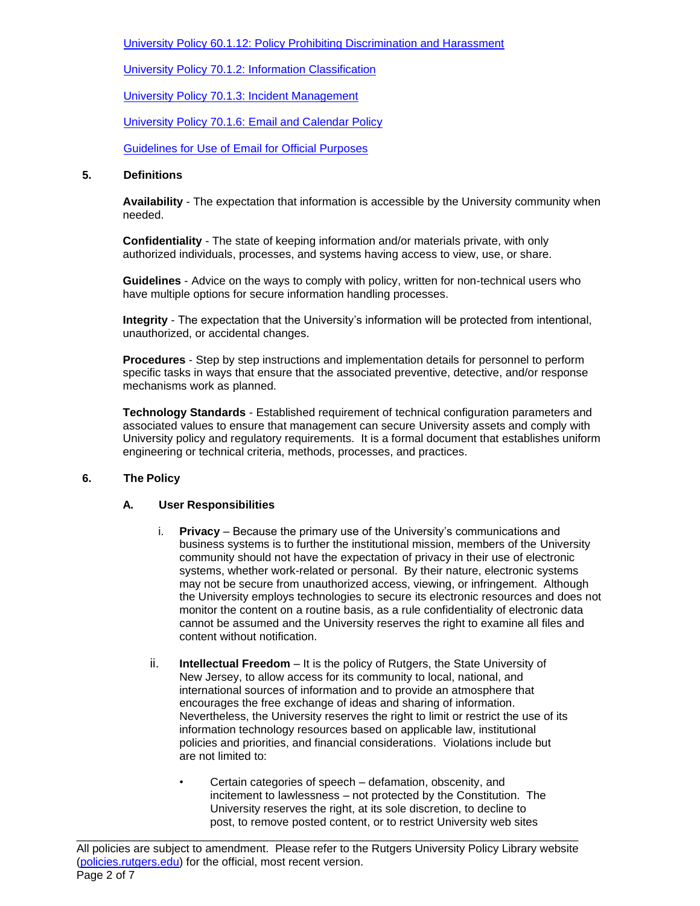[University Policy 60.1.12: Policy Prohibiting Discrimination and Harassment]

[University Policy 70.1.2: Information Classification]

[University Policy 70.1.3: Incident Management]

[University Policy 70.1.6: Email and Calendar Policy]

[Guidelines for Use of Email for Official Purposes]

## 5. Definitions

**Availability** - The expectation that information is accessible by the University community when needed.

**Confidentiality** - The state of keeping information and/or materials private, with only authorized individuals, processes, and systems having access to view, use, or share.

**Guidelines** - Advice on the ways to comply with policy, written for non-technical users who have multiple options for secure information handling processes.

**Integrity** - The expectation that the University's information will be protected from intentional, unauthorized, or accidental changes.

**Procedures** - Step by step instructions and implementation details for personnel to perform specific tasks in ways that ensure that the associated preventive, detective, and/or response mechanisms work as planned.

**Technology Standards** - Established requirement of technical configuration parameters and associated values to ensure that management can secure University assets and comply with University policy and regulatory requirements. It is a formal document that establishes uniform engineering or technical criteria, methods, processes, and practices.

## 6. The Policy

### A. User Responsibilities

i. **Privacy** – Because the primary use of the University's communications and business systems is to further the institutional mission, members of the University community should not have the expectation of privacy in their use of electronic systems, whether work-related or personal. By their nature, electronic systems may not be secure from unauthorized access, viewing, or infringement. Although the University employs technologies to secure its electronic resources and does not monitor the content on a routine basis, as a rule confidentiality of electronic data cannot be assumed and the University reserves the right to examine all files and content without notification.

ii. **Intellectual Freedom** – It is the policy of Rutgers, the State University of New Jersey, to allow access for its community to local, national, and international sources of information and to provide an atmosphere that encourages the free exchange of ideas and sharing of information. Nevertheless, the University reserves the right to limit or restrict the use of its information technology resources based on applicable law, institutional policies and priorities, and financial considerations. Violations include but are not limited to:

- Certain categories of speech – defamation, obscenity, and incitement to lawlessness – not protected by the Constitution. The University reserves the right, at its sole discretion, to decline to post, to remove posted content, or to restrict University web sites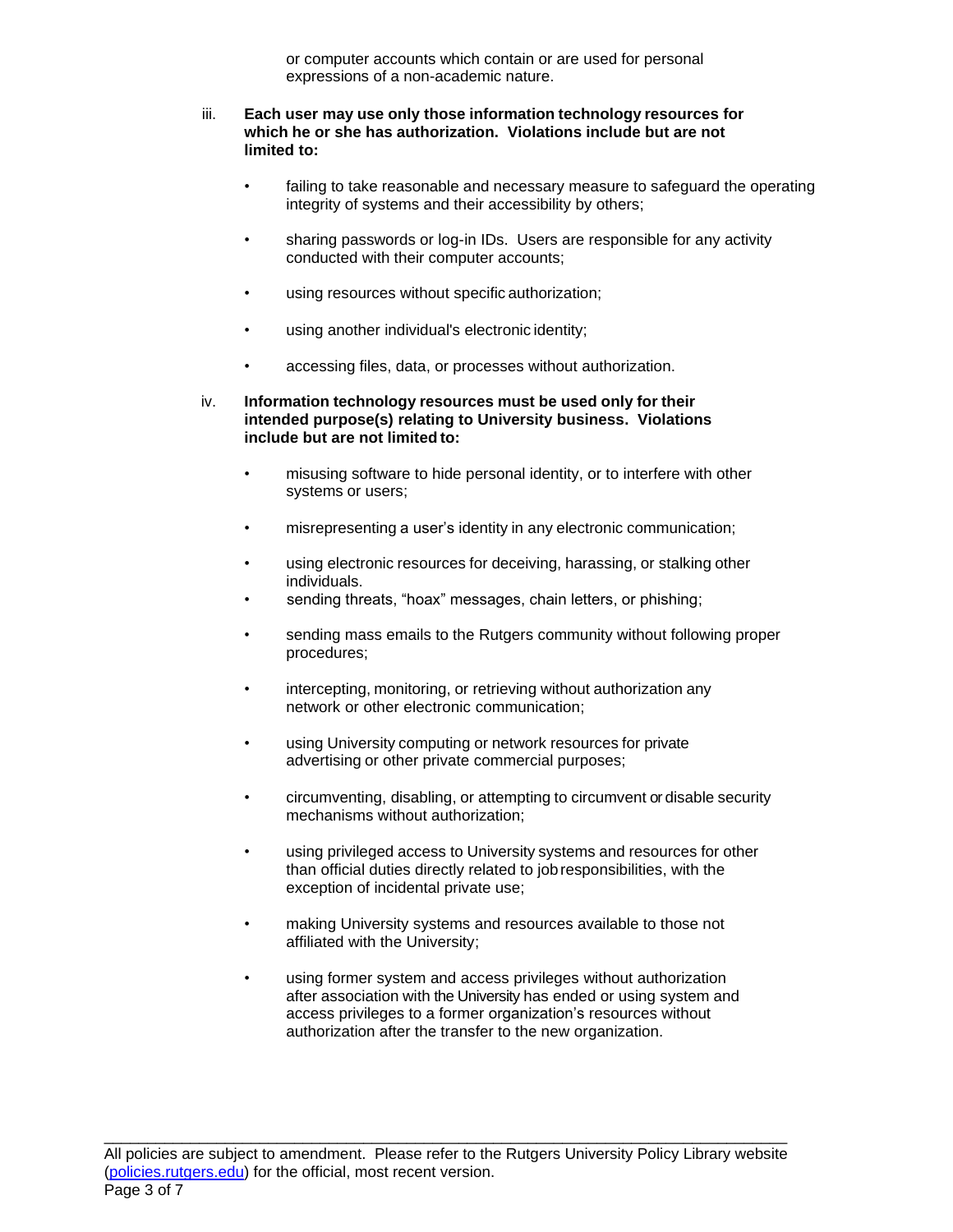or computer accounts which contain or are used for personal expressions of a non-academic nature.

iii. **Each user may use only those information technology resources for which he or she has authorization. Violations include but are not limited to:**

- failing to take reasonable and necessary measure to safeguard the operating integrity of systems and their accessibility by others;
- sharing passwords or log-in IDs. Users are responsible for any activity conducted with their computer accounts;
- using resources without specific authorization;
- using another individual's electronic identity;
- accessing files, data, or processes without authorization.

iv. **Information technology resources must be used only for their intended purpose(s) relating to University business. Violations include but are not limited to:**

- misusing software to hide personal identity, or to interfere with other systems or users;
- misrepresenting a user's identity in any electronic communication;
- using electronic resources for deceiving, harassing, or stalking other individuals.
- sending threats, "hoax" messages, chain letters, or phishing;
- sending mass emails to the Rutgers community without following proper procedures;
- intercepting, monitoring, or retrieving without authorization any network or other electronic communication;
- using University computing or network resources for private advertising or other private commercial purposes;
- circumventing, disabling, or attempting to circumvent or disable security mechanisms without authorization;
- using privileged access to University systems and resources for other than official duties directly related to job responsibilities, with the exception of incidental private use;
- making University systems and resources available to those not affiliated with the University;
- using former system and access privileges without authorization after association with the University has ended or using system and access privileges to a former organization's resources without authorization after the transfer to the new organization.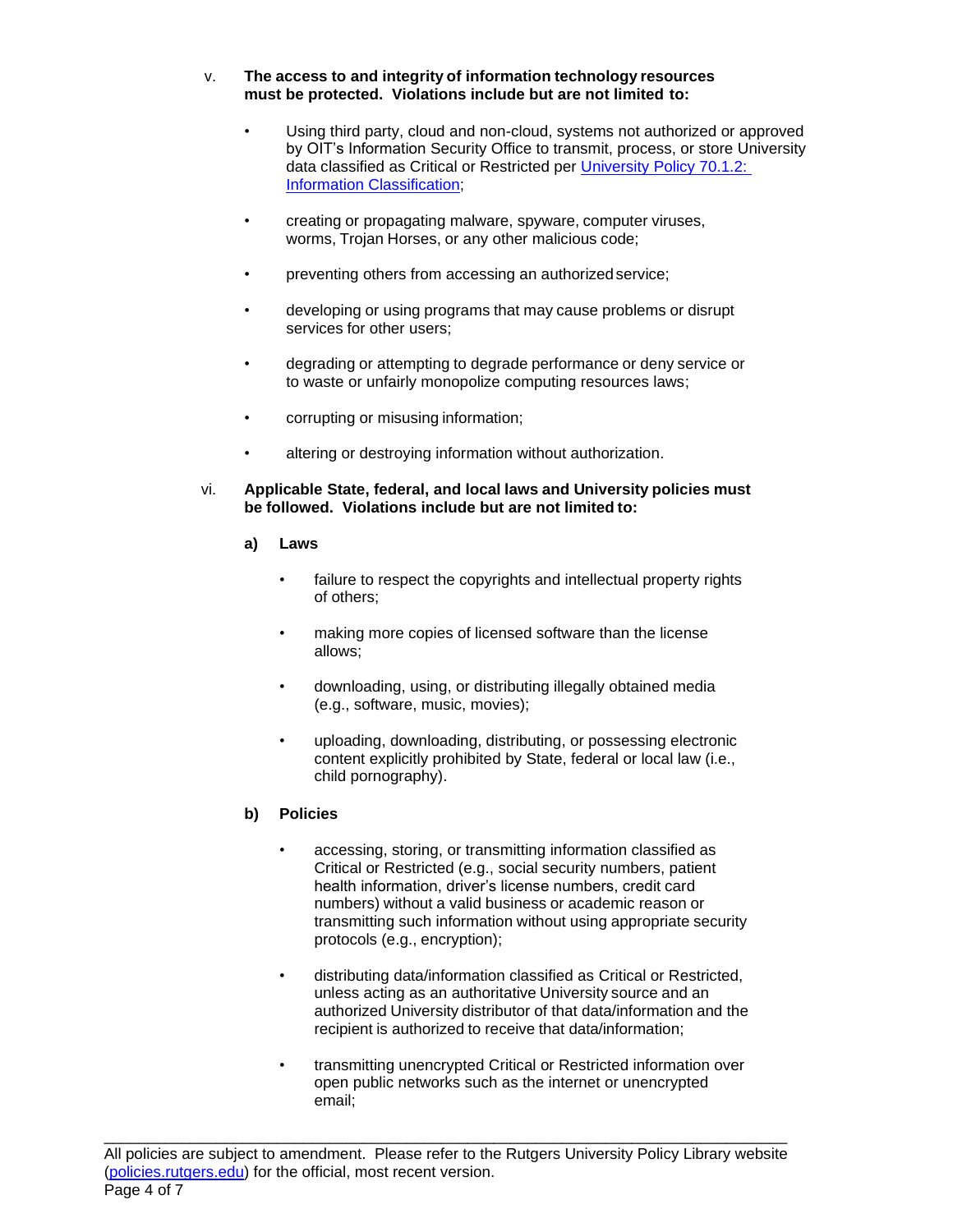v. **The access to and integrity of information technology resources must be protected. Violations include but are not limited to:**

- Using third party, cloud and non-cloud, systems not authorized or approved by OIT's Information Security Office to transmit, process, or store University data classified as Critical or Restricted per [University Policy 70.1.2: Information Classification](#);
- creating or propagating malware, spyware, computer viruses, worms, Trojan Horses, or any other malicious code;
- preventing others from accessing an authorized service;
- developing or using programs that may cause problems or disrupt services for other users;
- degrading or attempting to degrade performance or deny service or to waste or unfairly monopolize computing resources laws;
- corrupting or misusing information;
- altering or destroying information without authorization.

vi. **Applicable State, federal, and local laws and University policies must be followed. Violations include but are not limited to:**

**a) Laws**

- failure to respect the copyrights and intellectual property rights of others;
- making more copies of licensed software than the license allows;
- downloading, using, or distributing illegally obtained media (e.g., software, music, movies);
- uploading, downloading, distributing, or possessing electronic content explicitly prohibited by State, federal or local law (i.e., child pornography).

**b) Policies**

- accessing, storing, or transmitting information classified as Critical or Restricted (e.g., social security numbers, patient health information, driver's license numbers, credit card numbers) without a valid business or academic reason or transmitting such information without using appropriate security protocols (e.g., encryption);
- distributing data/information classified as Critical or Restricted, unless acting as an authoritative University source and an authorized University distributor of that data/information and the recipient is authorized to receive that data/information;
- transmitting unencrypted Critical or Restricted information over open public networks such as the internet or unencrypted email;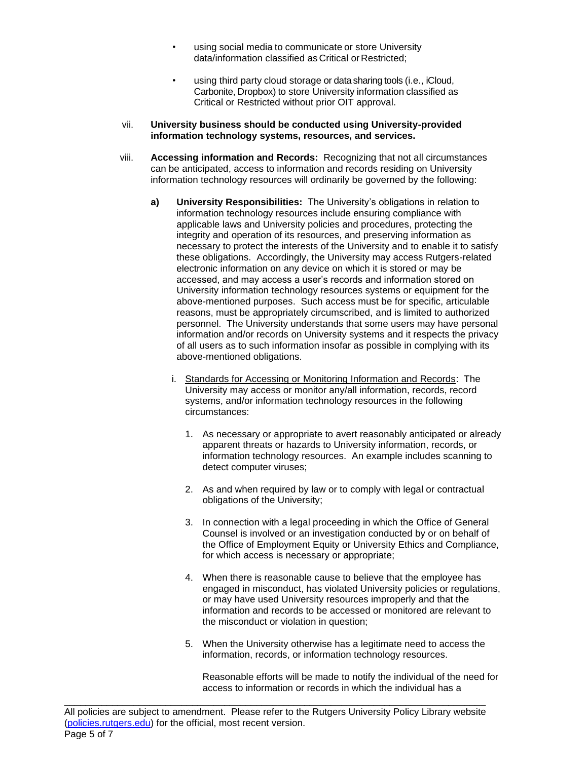- using social media to communicate or store University data/information classified as Critical or Restricted;

- using third party cloud storage or data sharing tools (i.e., iCloud, Carbonite, Dropbox) to store University information classified as Critical or Restricted without prior OIT approval.

vii. **University business should be conducted using University-provided information technology systems, resources, and services.**

viii. **Accessing information and Records:** Recognizing that not all circumstances can be anticipated, access to information and records residing on University information technology resources will ordinarily be governed by the following:

**a) University Responsibilities:** The University's obligations in relation to information technology resources include ensuring compliance with applicable laws and University policies and procedures, protecting the integrity and operation of its resources, and preserving information as necessary to protect the interests of the University and to enable it to satisfy these obligations. Accordingly, the University may access Rutgers-related electronic information on any device on which it is stored or may be accessed, and may access a user's records and information stored on University information technology resources systems or equipment for the above-mentioned purposes. Such access must be for specific, articulable reasons, must be appropriately circumscribed, and is limited to authorized personnel. The University understands that some users may have personal information and/or records on University systems and it respects the privacy of all users as to such information insofar as possible in complying with its above-mentioned obligations.

i. <u>Standards for Accessing or Monitoring Information and Records</u>: The University may access or monitor any/all information, records, record systems, and/or information technology resources in the following circumstances:

1. As necessary or appropriate to avert reasonably anticipated or already apparent threats or hazards to University information, records, or information technology resources. An example includes scanning to detect computer viruses;

2. As and when required by law or to comply with legal or contractual obligations of the University;

3. In connection with a legal proceeding in which the Office of General Counsel is involved or an investigation conducted by or on behalf of the Office of Employment Equity or University Ethics and Compliance, for which access is necessary or appropriate;

4. When there is reasonable cause to believe that the employee has engaged in misconduct, has violated University policies or regulations, or may have used University resources improperly and that the information and records to be accessed or monitored are relevant to the misconduct or violation in question;

5. When the University otherwise has a legitimate need to access the information, records, or information technology resources.

   Reasonable efforts will be made to notify the individual of the need for access to information or records in which the individual has a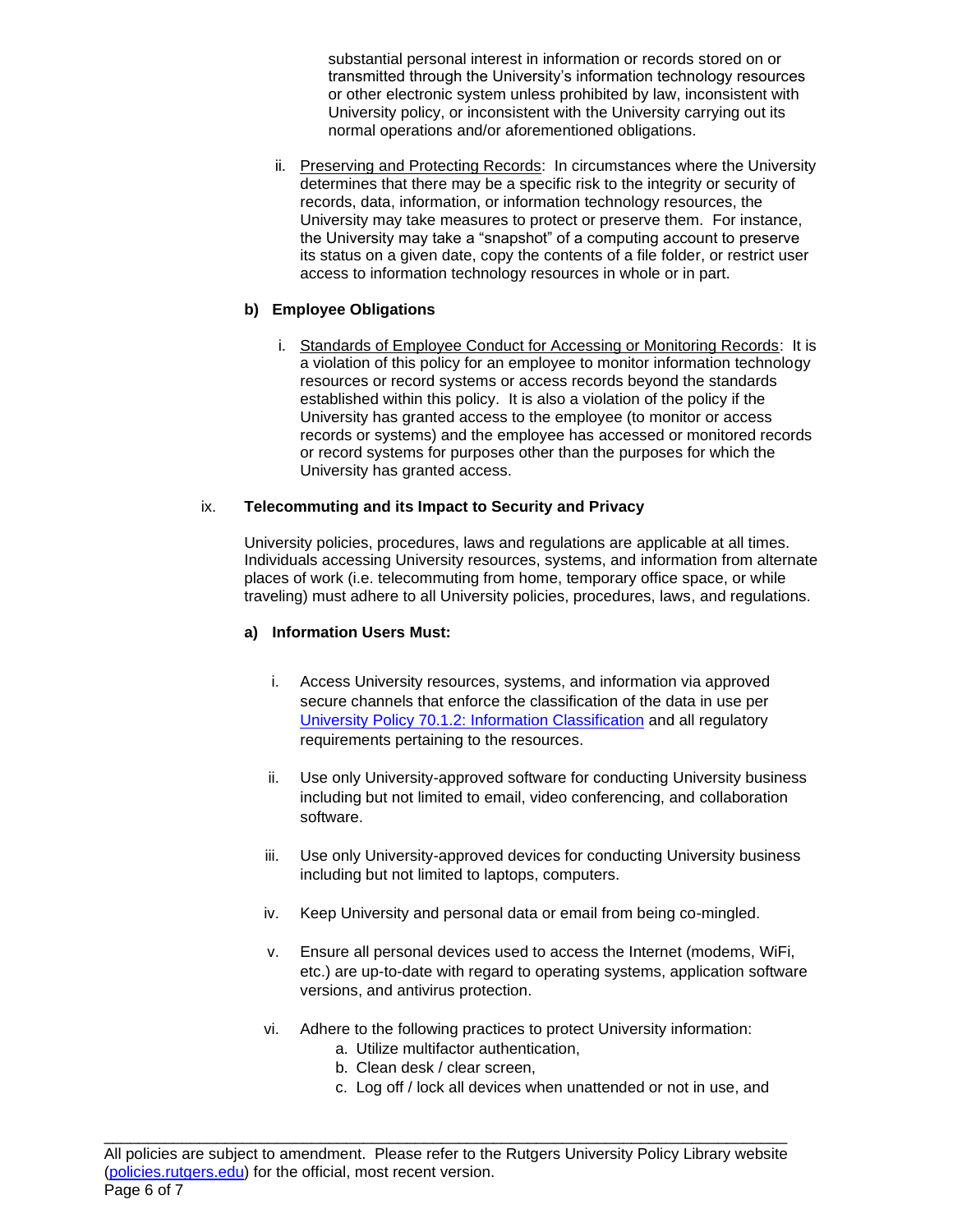substantial personal interest in information or records stored on or transmitted through the University's information technology resources or other electronic system unless prohibited by law, inconsistent with University policy, or inconsistent with the University carrying out its normal operations and/or aforementioned obligations.

ii. Preserving and Protecting Records: In circumstances where the University determines that there may be a specific risk to the integrity or security of records, data, information, or information technology resources, the University may take measures to protect or preserve them. For instance, the University may take a "snapshot" of a computing account to preserve its status on a given date, copy the contents of a file folder, or restrict user access to information technology resources in whole or in part.

**b) Employee Obligations**

i. Standards of Employee Conduct for Accessing or Monitoring Records: It is a violation of this policy for an employee to monitor information technology resources or record systems or access records beyond the standards established within this policy. It is also a violation of the policy if the University has granted access to the employee (to monitor or access records or systems) and the employee has accessed or monitored records or record systems for purposes other than the purposes for which the University has granted access.

ix. **Telecommuting and its Impact to Security and Privacy**

University policies, procedures, laws and regulations are applicable at all times. Individuals accessing University resources, systems, and information from alternate places of work (i.e. telecommuting from home, temporary office space, or while traveling) must adhere to all University policies, procedures, laws, and regulations.

**a) Information Users Must:**

i. Access University resources, systems, and information via approved secure channels that enforce the classification of the data in use per [University Policy 70.1.2: Information Classification](https://policies.rutgers.edu) and all regulatory requirements pertaining to the resources.

ii. Use only University-approved software for conducting University business including but not limited to email, video conferencing, and collaboration software.

iii. Use only University-approved devices for conducting University business including but not limited to laptops, computers.

iv. Keep University and personal data or email from being co-mingled.

v. Ensure all personal devices used to access the Internet (modems, WiFi, etc.) are up-to-date with regard to operating systems, application software versions, and antivirus protection.

vi. Adhere to the following practices to protect University information:

  a. Utilize multifactor authentication,
  b. Clean desk / clear screen,
  c. Log off / lock all devices when unattended or not in use, and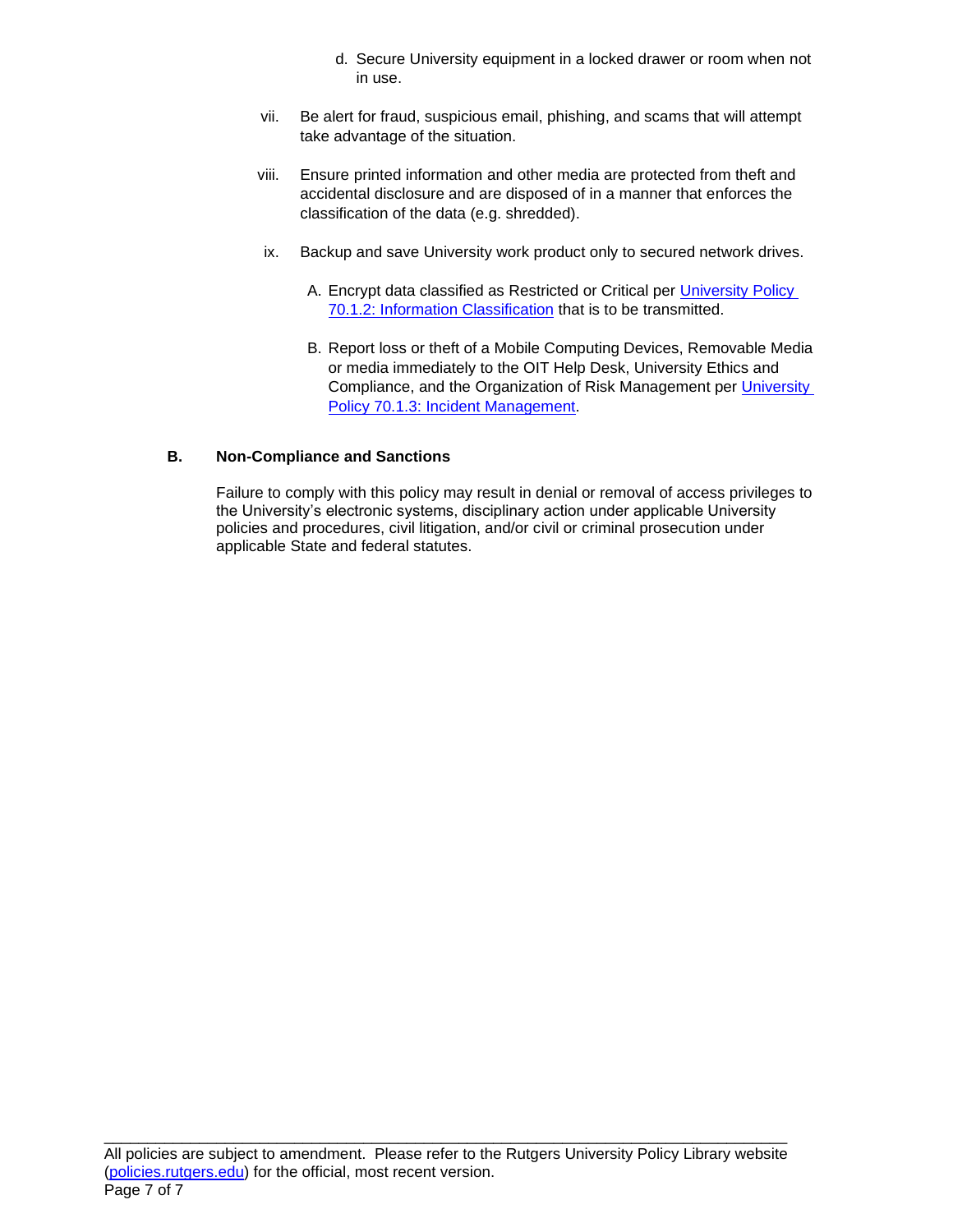d. Secure University equipment in a locked drawer or room when not in use.

vii. Be alert for fraud, suspicious email, phishing, and scams that will attempt take advantage of the situation.

viii. Ensure printed information and other media are protected from theft and accidental disclosure and are disposed of in a manner that enforces the classification of the data (e.g. shredded).

ix. Backup and save University work product only to secured network drives.

A. Encrypt data classified as Restricted or Critical per [University Policy 70.1.2: Information Classification]() that is to be transmitted.

B. Report loss or theft of a Mobile Computing Devices, Removable Media or media immediately to the OIT Help Desk, University Ethics and Compliance, and the Organization of Risk Management per [University Policy 70.1.3: Incident Management]().

**B. Non-Compliance and Sanctions**

Failure to comply with this policy may result in denial or removal of access privileges to the University's electronic systems, disciplinary action under applicable University policies and procedures, civil litigation, and/or civil or criminal prosecution under applicable State and federal statutes.